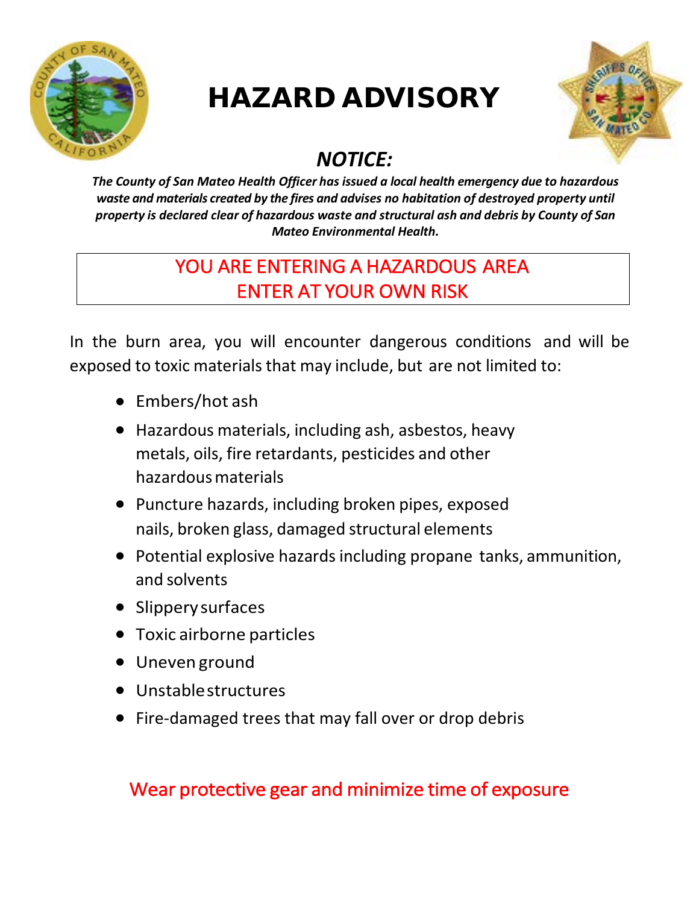# HAZARD ADVISORY

## *NOTICE:*

***The County of San Mateo Health Officer has issued a local health emergency due to hazardous waste and materials created by the fires and advises no habitation of destroyed property until property is declared clear of hazardous waste and structural ash and debris by County of San Mateo Environmental Health.***

**YOU ARE ENTERING A HAZARDOUS AREA**
**ENTER AT YOUR OWN RISK**

In the burn area, you will encounter dangerous conditions and will be exposed to toxic materials that may include, but are not limited to:

- Embers/hot ash
- Hazardous materials, including ash, asbestos, heavy metals, oils, fire retardants, pesticides and other hazardous materials
- Puncture hazards, including broken pipes, exposed nails, broken glass, damaged structural elements
- Potential explosive hazards including propane tanks, ammunition, and solvents
- Slippery surfaces
- Toxic airborne particles
- Uneven ground
- Unstable structures
- Fire-damaged trees that may fall over or drop debris

**Wear protective gear and minimize time of exposure**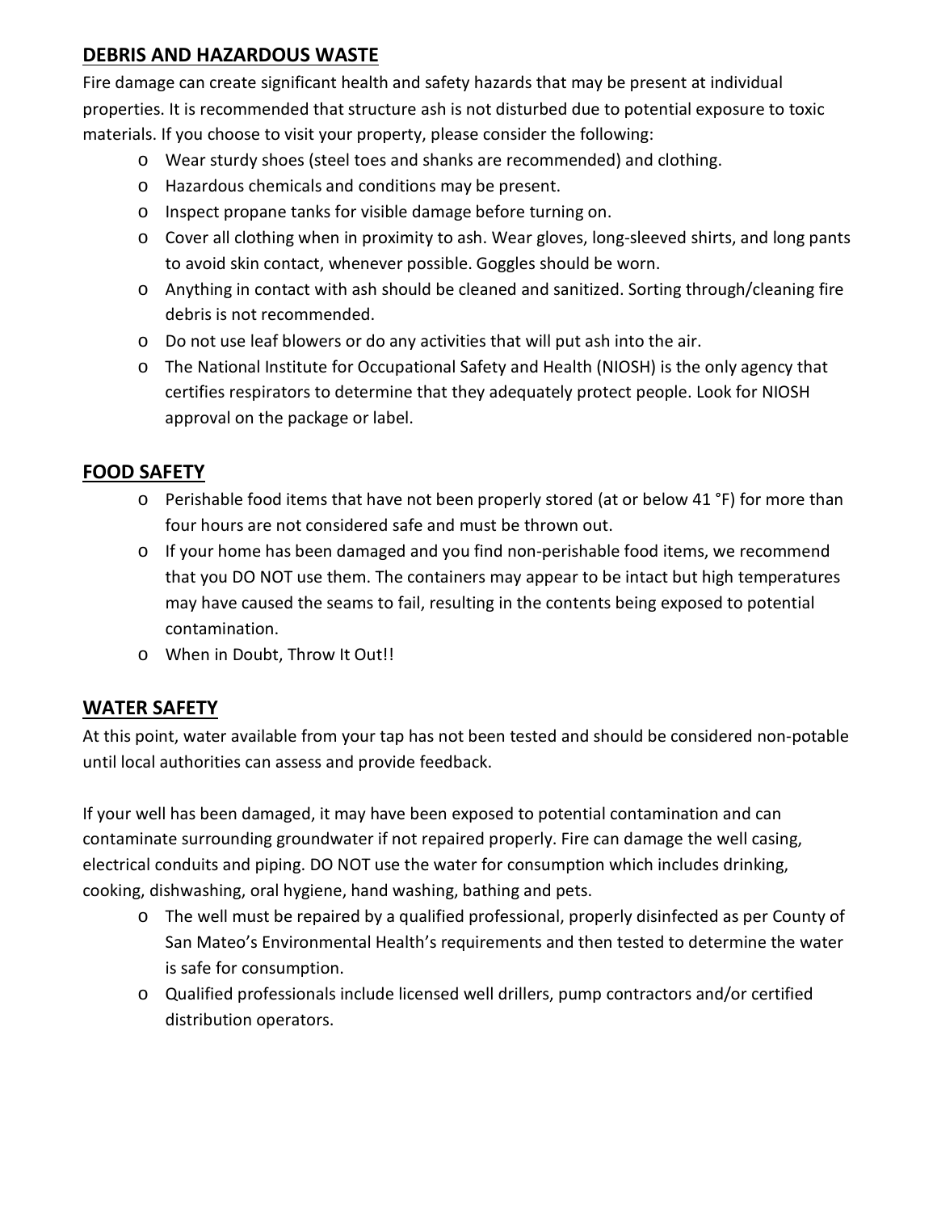## DEBRIS AND HAZARDOUS WASTE

Fire damage can create significant health and safety hazards that may be present at individual properties. It is recommended that structure ash is not disturbed due to potential exposure to toxic materials. If you choose to visit your property, please consider the following:

- Wear sturdy shoes (steel toes and shanks are recommended) and clothing.
- Hazardous chemicals and conditions may be present.
- Inspect propane tanks for visible damage before turning on.
- Cover all clothing when in proximity to ash. Wear gloves, long-sleeved shirts, and long pants to avoid skin contact, whenever possible. Goggles should be worn.
- Anything in contact with ash should be cleaned and sanitized. Sorting through/cleaning fire debris is not recommended.
- Do not use leaf blowers or do any activities that will put ash into the air.
- The National Institute for Occupational Safety and Health (NIOSH) is the only agency that certifies respirators to determine that they adequately protect people. Look for NIOSH approval on the package or label.

## FOOD SAFETY

- Perishable food items that have not been properly stored (at or below 41 °F) for more than four hours are not considered safe and must be thrown out.
- If your home has been damaged and you find non-perishable food items, we recommend that you DO NOT use them. The containers may appear to be intact but high temperatures may have caused the seams to fail, resulting in the contents being exposed to potential contamination.
- When in Doubt, Throw It Out!!

## WATER SAFETY

At this point, water available from your tap has not been tested and should be considered non-potable until local authorities can assess and provide feedback.

If your well has been damaged, it may have been exposed to potential contamination and can contaminate surrounding groundwater if not repaired properly. Fire can damage the well casing, electrical conduits and piping. DO NOT use the water for consumption which includes drinking, cooking, dishwashing, oral hygiene, hand washing, bathing and pets.

- The well must be repaired by a qualified professional, properly disinfected as per County of San Mateo's Environmental Health's requirements and then tested to determine the water is safe for consumption.
- Qualified professionals include licensed well drillers, pump contractors and/or certified distribution operators.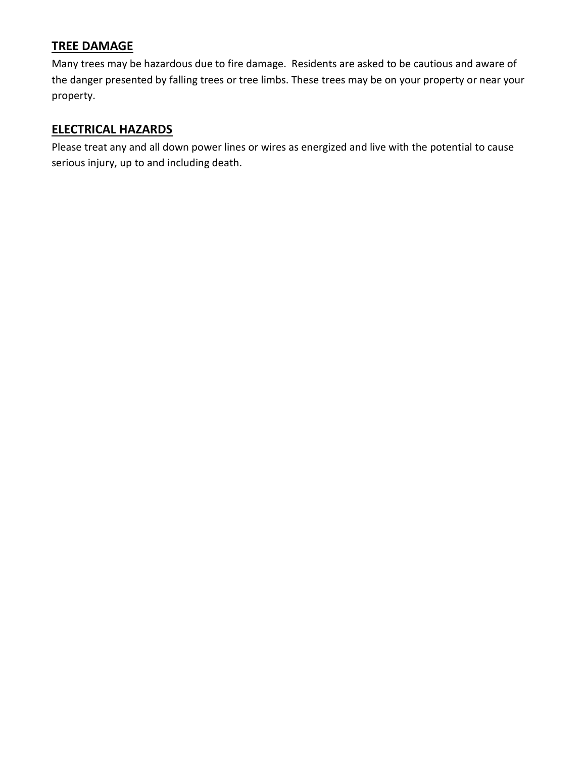## TREE DAMAGE

Many trees may be hazardous due to fire damage. Residents are asked to be cautious and aware of the danger presented by falling trees or tree limbs. These trees may be on your property or near your property.

## ELECTRICAL HAZARDS

Please treat any and all down power lines or wires as energized and live with the potential to cause serious injury, up to and including death.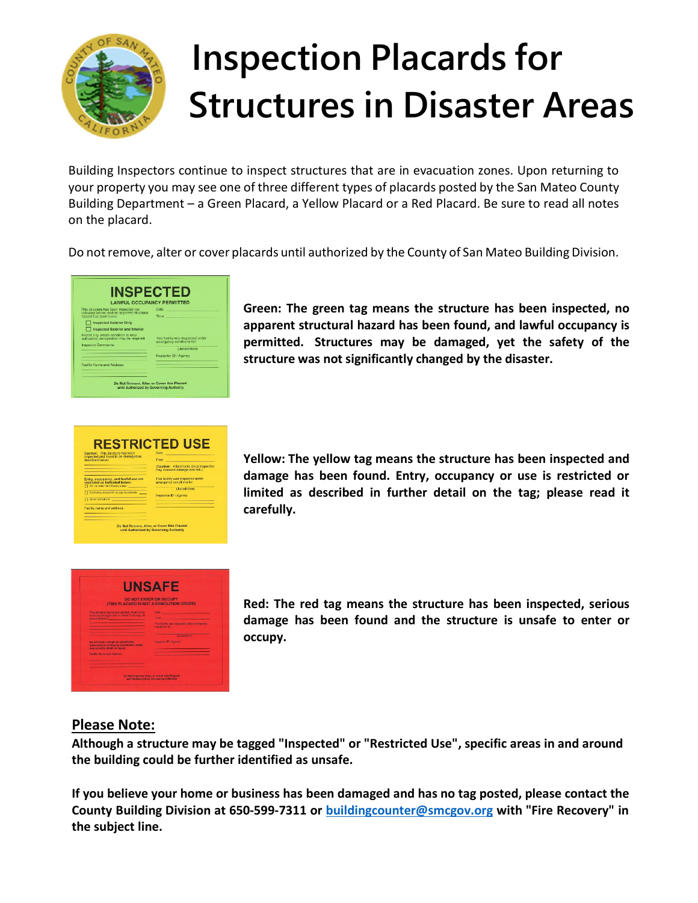# Inspection Placards for Structures in Disaster Areas

Building Inspectors continue to inspect structures that are in evacuation zones. Upon returning to your property you may see one of three different types of placards posted by the San Mateo County Building Department – a Green Placard, a Yellow Placard or a Red Placard. Be sure to read all notes on the placard.

Do not remove, alter or cover placards until authorized by the County of San Mateo Building Division.

**Green: The green tag means the structure has been inspected, no apparent structural hazard has been found, and lawful occupancy is permitted. Structures may be damaged, yet the safety of the structure was not significantly changed by the disaster.**

**Yellow: The yellow tag means the structure has been inspected and damage has been found. Entry, occupancy or use is restricted or limited as described in further detail on the tag; please read it carefully.**

**Red: The red tag means the structure has been inspected, serious damage has been found and the structure is unsafe to enter or occupy.**

## Please Note:

**Although a structure may be tagged "Inspected" or "Restricted Use", specific areas in and around the building could be further identified as unsafe.**

**If you believe your home or business has been damaged and has no tag posted, please contact the County Building Division at 650-599-7311 or buildingcounter@smcgov.org with "Fire Recovery" in the subject line.**